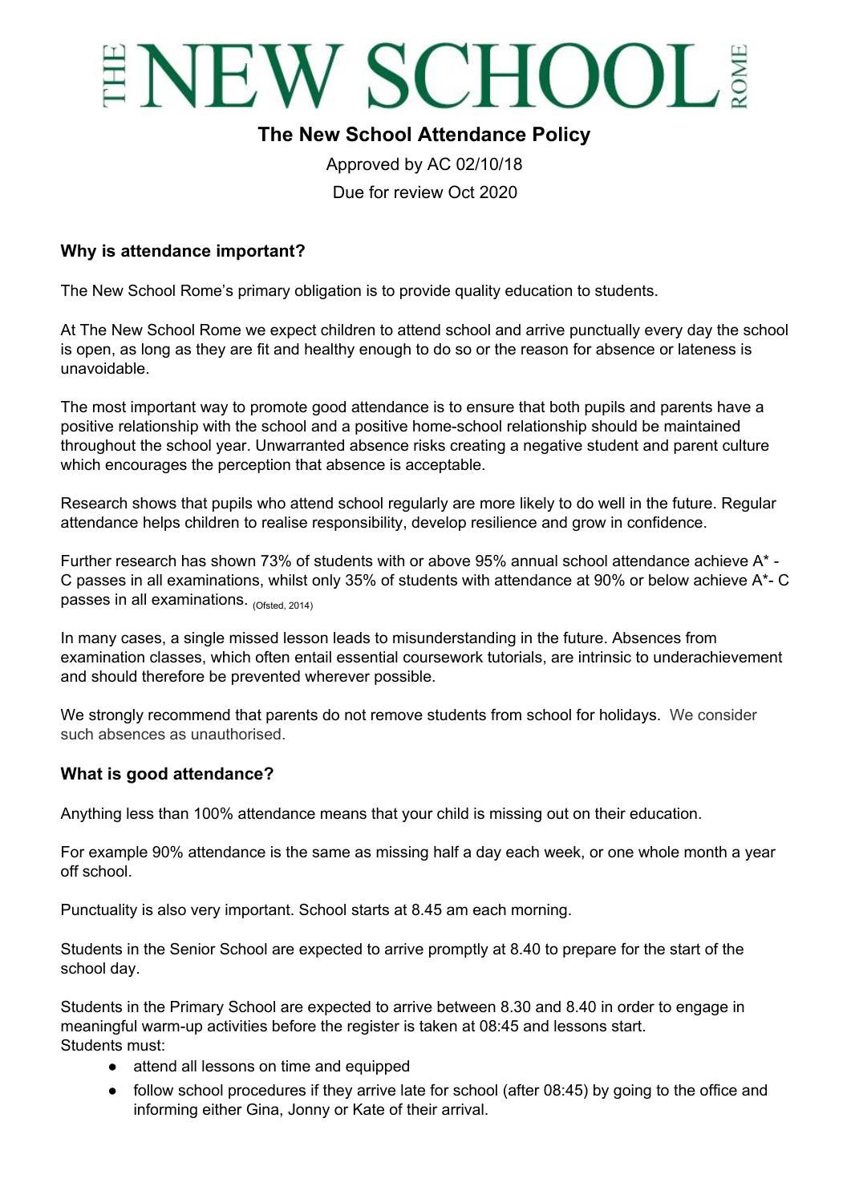# THE NEW SCHOOL ROME

## The New School Attendance Policy

Approved by AC 02/10/18

Due for review Oct 2020

### Why is attendance important?

The New School Rome's primary obligation is to provide quality education to students.

At The New School Rome we expect children to attend school and arrive punctually every day the school is open, as long as they are fit and healthy enough to do so or the reason for absence or lateness is unavoidable.

The most important way to promote good attendance is to ensure that both pupils and parents have a positive relationship with the school and a positive home-school relationship should be maintained throughout the school year. Unwarranted absence risks creating a negative student and parent culture which encourages the perception that absence is acceptable.

Research shows that pupils who attend school regularly are more likely to do well in the future. Regular attendance helps children to realise responsibility, develop resilience and grow in confidence.

Further research has shown 73% of students with or above 95% annual school attendance achieve A* - C passes in all examinations, whilst only 35% of students with attendance at 90% or below achieve A*- C passes in all examinations. (Ofsted, 2014)

In many cases, a single missed lesson leads to misunderstanding in the future. Absences from examination classes, which often entail essential coursework tutorials, are intrinsic to underachievement and should therefore be prevented wherever possible.

We strongly recommend that parents do not remove students from school for holidays. We consider such absences as unauthorised.

### What is good attendance?

Anything less than 100% attendance means that your child is missing out on their education.

For example 90% attendance is the same as missing half a day each week, or one whole month a year off school.

Punctuality is also very important. School starts at 8.45 am each morning.

Students in the Senior School are expected to arrive promptly at 8.40 to prepare for the start of the school day.

Students in the Primary School are expected to arrive between 8.30 and 8.40 in order to engage in meaningful warm-up activities before the register is taken at 08:45 and lessons start.
Students must:

- attend all lessons on time and equipped
- follow school procedures if they arrive late for school (after 08:45) by going to the office and informing either Gina, Jonny or Kate of their arrival.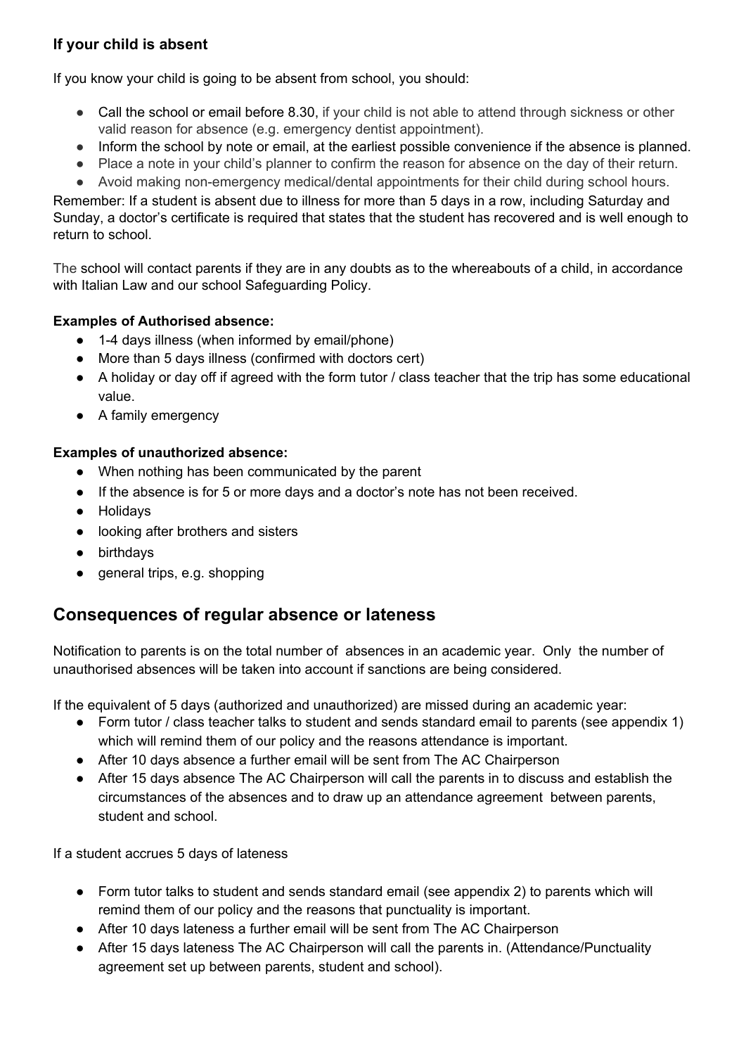### If your child is absent

If you know your child is going to be absent from school, you should:

- Call the school or email before 8.30, if your child is not able to attend through sickness or other valid reason for absence (e.g. emergency dentist appointment).
- Inform the school by note or email, at the earliest possible convenience if the absence is planned.
- Place a note in your child's planner to confirm the reason for absence on the day of their return.
- Avoid making non-emergency medical/dental appointments for their child during school hours.

Remember: If a student is absent due to illness for more than 5 days in a row, including Saturday and Sunday, a doctor's certificate is required that states that the student has recovered and is well enough to return to school.

The school will contact parents if they are in any doubts as to the whereabouts of a child, in accordance with Italian Law and our school Safeguarding Policy.

**Examples of Authorised absence:**

- 1-4 days illness (when informed by email/phone)
- More than 5 days illness (confirmed with doctors cert)
- A holiday or day off if agreed with the form tutor / class teacher that the trip has some educational value.
- A family emergency

**Examples of unauthorized absence:**

- When nothing has been communicated by the parent
- If the absence is for 5 or more days and a doctor's note has not been received.
- Holidays
- looking after brothers and sisters
- birthdays
- general trips, e.g. shopping

## Consequences of regular absence or lateness

Notification to parents is on the total number of absences in an academic year. Only the number of unauthorised absences will be taken into account if sanctions are being considered.

If the equivalent of 5 days (authorized and unauthorized) are missed during an academic year:

- Form tutor / class teacher talks to student and sends standard email to parents (see appendix 1) which will remind them of our policy and the reasons attendance is important.
- After 10 days absence a further email will be sent from The AC Chairperson
- After 15 days absence The AC Chairperson will call the parents in to discuss and establish the circumstances of the absences and to draw up an attendance agreement between parents, student and school.

If a student accrues 5 days of lateness

- Form tutor talks to student and sends standard email (see appendix 2) to parents which will remind them of our policy and the reasons that punctuality is important.
- After 10 days lateness a further email will be sent from The AC Chairperson
- After 15 days lateness The AC Chairperson will call the parents in. (Attendance/Punctuality agreement set up between parents, student and school).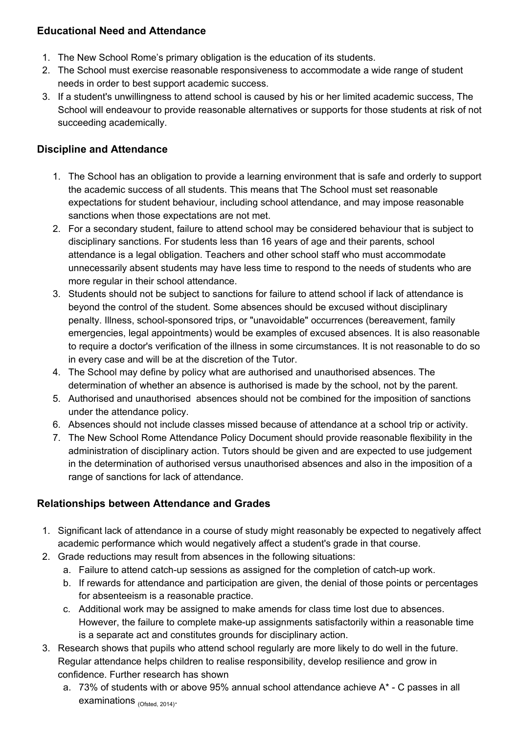### Educational Need and Attendance

1. The New School Rome's primary obligation is the education of its students.
2. The School must exercise reasonable responsiveness to accommodate a wide range of student needs in order to best support academic success.
3. If a student's unwillingness to attend school is caused by his or her limited academic success, The School will endeavour to provide reasonable alternatives or supports for those students at risk of not succeeding academically.

### Discipline and Attendance

1. The School has an obligation to provide a learning environment that is safe and orderly to support the academic success of all students. This means that The School must set reasonable expectations for student behaviour, including school attendance, and may impose reasonable sanctions when those expectations are not met.
2. For a secondary student, failure to attend school may be considered behaviour that is subject to disciplinary sanctions. For students less than 16 years of age and their parents, school attendance is a legal obligation. Teachers and other school staff who must accommodate unnecessarily absent students may have less time to respond to the needs of students who are more regular in their school attendance.
3. Students should not be subject to sanctions for failure to attend school if lack of attendance is beyond the control of the student. Some absences should be excused without disciplinary penalty. Illness, school-sponsored trips, or "unavoidable" occurrences (bereavement, family emergencies, legal appointments) would be examples of excused absences. It is also reasonable to require a doctor's verification of the illness in some circumstances. It is not reasonable to do so in every case and will be at the discretion of the Tutor.
4. The School may define by policy what are authorised and unauthorised absences. The determination of whether an absence is authorised is made by the school, not by the parent.
5. Authorised and unauthorised absences should not be combined for the imposition of sanctions under the attendance policy.
6. Absences should not include classes missed because of attendance at a school trip or activity.
7. The New School Rome Attendance Policy Document should provide reasonable flexibility in the administration of disciplinary action. Tutors should be given and are expected to use judgement in the determination of authorised versus unauthorised absences and also in the imposition of a range of sanctions for lack of attendance.

### Relationships between Attendance and Grades

1. Significant lack of attendance in a course of study might reasonably be expected to negatively affect academic performance which would negatively affect a student's grade in that course.
2. Grade reductions may result from absences in the following situations:
   a. Failure to attend catch-up sessions as assigned for the completion of catch-up work.
   b. If rewards for attendance and participation are given, the denial of those points or percentages for absenteeism is a reasonable practice.
   c. Additional work may be assigned to make amends for class time lost due to absences. However, the failure to complete make-up assignments satisfactorily within a reasonable time is a separate act and constitutes grounds for disciplinary action.
3. Research shows that pupils who attend school regularly are more likely to do well in the future. Regular attendance helps children to realise responsibility, develop resilience and grow in confidence. Further research has shown
   a. 73% of students with or above 95% annual school attendance achieve A* - C passes in all examinations (Ofsted, 2014).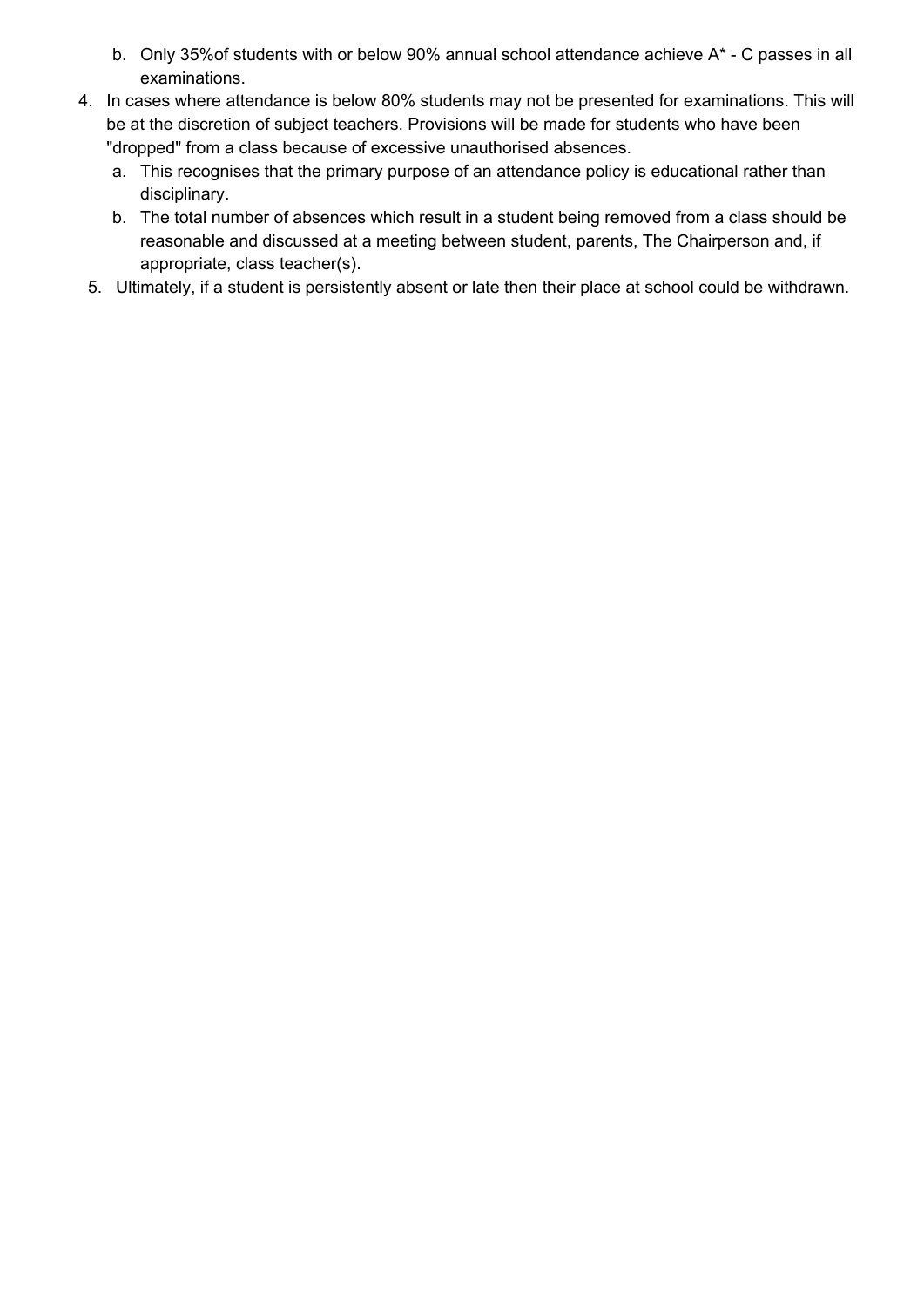b. Only 35%of students with or below 90% annual school attendance achieve A* - C passes in all examinations.

4. In cases where attendance is below 80% students may not be presented for examinations. This will be at the discretion of subject teachers. Provisions will be made for students who have been "dropped" from a class because of excessive unauthorised absences.
   a. This recognises that the primary purpose of an attendance policy is educational rather than disciplinary.
   b. The total number of absences which result in a student being removed from a class should be reasonable and discussed at a meeting between student, parents, The Chairperson and, if appropriate, class teacher(s).
5. Ultimately, if a student is persistently absent or late then their place at school could be withdrawn.